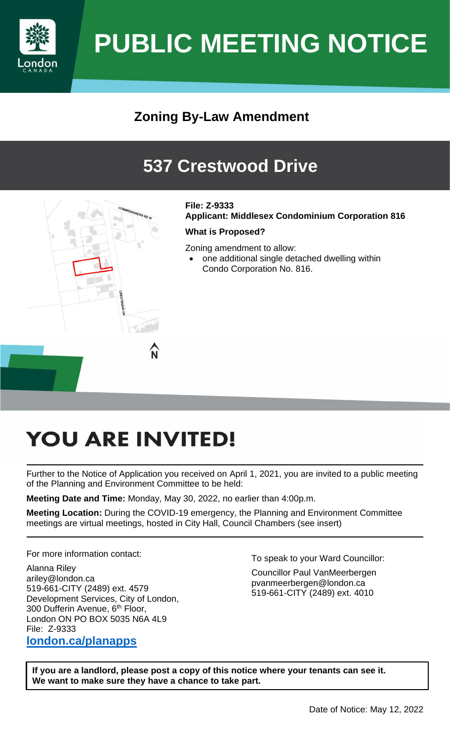# PUBLIC MEETING NOTICE

## Zoning By-Law Amendment

## 537 Crestwood Drive

**File: Z-9333**
**Applicant: Middlesex Condominium Corporation 816**

**What is Proposed?**

Zoning amendment to allow:

- one additional single detached dwelling within Condo Corporation No. 816.

# YOU ARE INVITED!

Further to the Notice of Application you received on April 1, 2021, you are invited to a public meeting of the Planning and Environment Committee to be held:

**Meeting Date and Time:** Monday, May 30, 2022, no earlier than 4:00p.m.

**Meeting Location:** During the COVID-19 emergency, the Planning and Environment Committee meetings are virtual meetings, hosted in City Hall, Council Chambers (see insert)

For more information contact:

Alanna Riley
ariley@london.ca
519-661-CITY (2489) ext. 4579
Development Services, City of London,
300 Dufferin Avenue, 6th Floor,
London ON PO BOX 5035 N6A 4L9
File: Z-9333
**london.ca/planapps**

To speak to your Ward Councillor:

Councillor Paul VanMeerbergen
pvanmeerbergen@london.ca
519-661-CITY (2489) ext. 4010

**If you are a landlord, please post a copy of this notice where your tenants can see it. We want to make sure they have a chance to take part.**

Date of Notice: May 12, 2022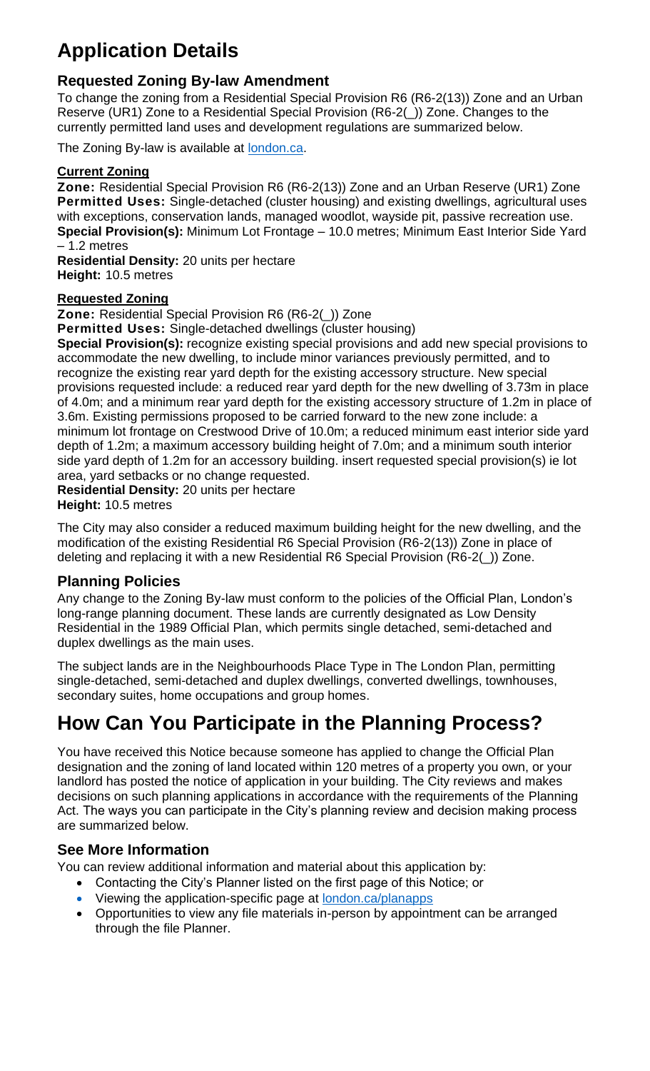# Application Details

## Requested Zoning By-law Amendment

To change the zoning from a Residential Special Provision R6 (R6-2(13)) Zone and an Urban Reserve (UR1) Zone to a Residential Special Provision (R6-2(_)) Zone. Changes to the currently permitted land uses and development regulations are summarized below.

The Zoning By-law is available at london.ca.

### Current Zoning

**Zone:** Residential Special Provision R6 (R6-2(13)) Zone and an Urban Reserve (UR1) Zone
**Permitted Uses:** Single-detached (cluster housing) and existing dwellings, agricultural uses with exceptions, conservation lands, managed woodlot, wayside pit, passive recreation use.
**Special Provision(s):** Minimum Lot Frontage – 10.0 metres; Minimum East Interior Side Yard – 1.2 metres
**Residential Density:** 20 units per hectare
**Height:** 10.5 metres

### Requested Zoning

**Zone:** Residential Special Provision R6 (R6-2(_)) Zone
**Permitted Uses:** Single-detached dwellings (cluster housing)
**Special Provision(s):** recognize existing special provisions and add new special provisions to accommodate the new dwelling, to include minor variances previously permitted, and to recognize the existing rear yard depth for the existing accessory structure. New special provisions requested include: a reduced rear yard depth for the new dwelling of 3.73m in place of 4.0m; and a minimum rear yard depth for the existing accessory structure of 1.2m in place of 3.6m. Existing permissions proposed to be carried forward to the new zone include: a minimum lot frontage on Crestwood Drive of 10.0m; a reduced minimum east interior side yard depth of 1.2m; a maximum accessory building height of 7.0m; and a minimum south interior side yard depth of 1.2m for an accessory building. insert requested special provision(s) ie lot area, yard setbacks or no change requested.
**Residential Density:** 20 units per hectare
**Height:** 10.5 metres

The City may also consider a reduced maximum building height for the new dwelling, and the modification of the existing Residential R6 Special Provision (R6-2(13)) Zone in place of deleting and replacing it with a new Residential R6 Special Provision (R6-2(_)) Zone.

## Planning Policies

Any change to the Zoning By-law must conform to the policies of the Official Plan, London's long-range planning document. These lands are currently designated as Low Density Residential in the 1989 Official Plan, which permits single detached, semi-detached and duplex dwellings as the main uses.

The subject lands are in the Neighbourhoods Place Type in The London Plan, permitting single-detached, semi-detached and duplex dwellings, converted dwellings, townhouses, secondary suites, home occupations and group homes.

# How Can You Participate in the Planning Process?

You have received this Notice because someone has applied to change the Official Plan designation and the zoning of land located within 120 metres of a property you own, or your landlord has posted the notice of application in your building. The City reviews and makes decisions on such planning applications in accordance with the requirements of the Planning Act. The ways you can participate in the City's planning review and decision making process are summarized below.

## See More Information

You can review additional information and material about this application by:

- Contacting the City's Planner listed on the first page of this Notice; or
- Viewing the application-specific page at london.ca/planapps
- Opportunities to view any file materials in-person by appointment can be arranged through the file Planner.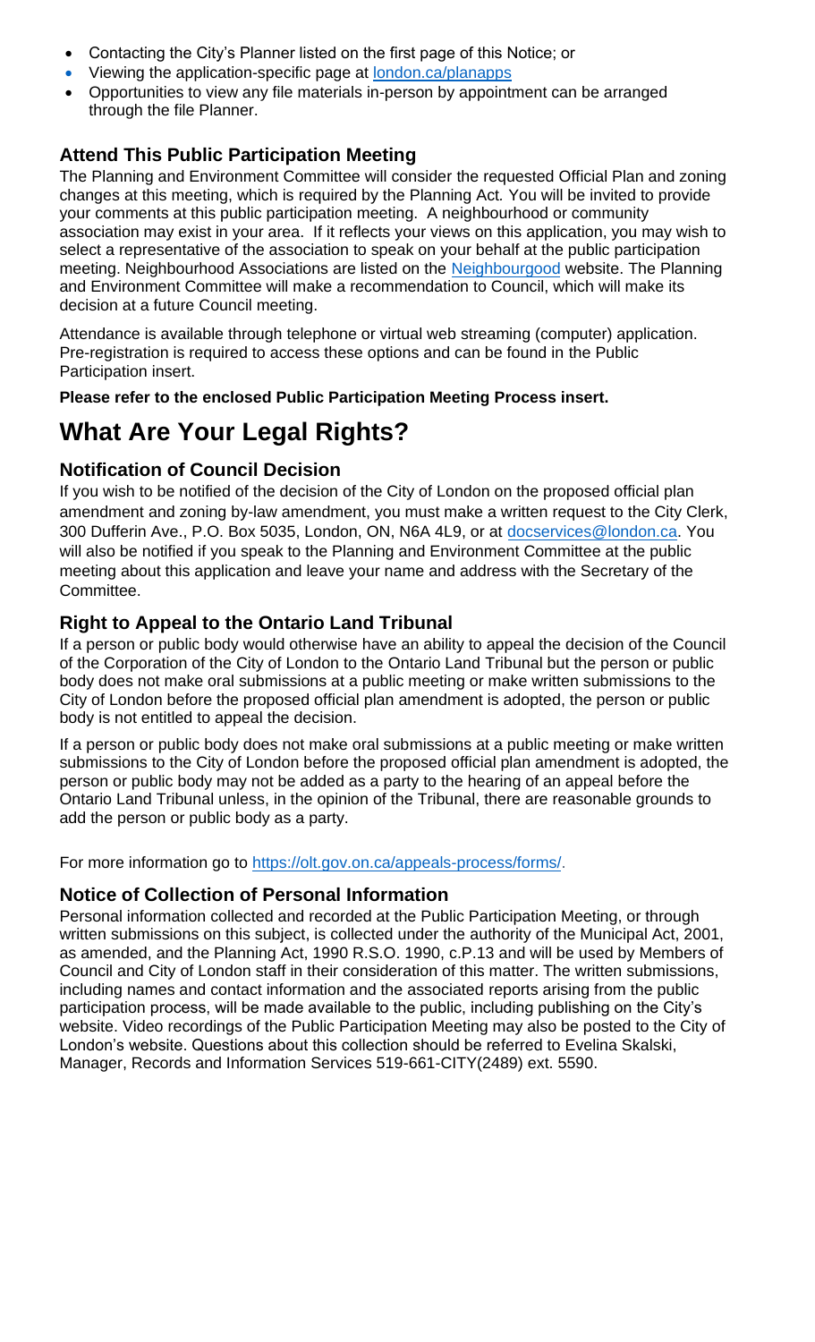- Contacting the City's Planner listed on the first page of this Notice; or
- Viewing the application-specific page at [london.ca/planapps](london.ca/planapps)
- Opportunities to view any file materials in-person by appointment can be arranged through the file Planner.

### Attend This Public Participation Meeting

The Planning and Environment Committee will consider the requested Official Plan and zoning changes at this meeting, which is required by the Planning Act. You will be invited to provide your comments at this public participation meeting. A neighbourhood or community association may exist in your area. If it reflects your views on this application, you may wish to select a representative of the association to speak on your behalf at the public participation meeting. Neighbourhood Associations are listed on the Neighbourgood website. The Planning and Environment Committee will make a recommendation to Council, which will make its decision at a future Council meeting.

Attendance is available through telephone or virtual web streaming (computer) application. Pre-registration is required to access these options and can be found in the Public Participation insert.

**Please refer to the enclosed Public Participation Meeting Process insert.**

## What Are Your Legal Rights?

### Notification of Council Decision

If you wish to be notified of the decision of the City of London on the proposed official plan amendment and zoning by-law amendment, you must make a written request to the City Clerk, 300 Dufferin Ave., P.O. Box 5035, London, ON, N6A 4L9, or at docservices@london.ca. You will also be notified if you speak to the Planning and Environment Committee at the public meeting about this application and leave your name and address with the Secretary of the Committee.

### Right to Appeal to the Ontario Land Tribunal

If a person or public body would otherwise have an ability to appeal the decision of the Council of the Corporation of the City of London to the Ontario Land Tribunal but the person or public body does not make oral submissions at a public meeting or make written submissions to the City of London before the proposed official plan amendment is adopted, the person or public body is not entitled to appeal the decision.

If a person or public body does not make oral submissions at a public meeting or make written submissions to the City of London before the proposed official plan amendment is adopted, the person or public body may not be added as a party to the hearing of an appeal before the Ontario Land Tribunal unless, in the opinion of the Tribunal, there are reasonable grounds to add the person or public body as a party.

For more information go to https://olt.gov.on.ca/appeals-process/forms/.

### Notice of Collection of Personal Information

Personal information collected and recorded at the Public Participation Meeting, or through written submissions on this subject, is collected under the authority of the Municipal Act, 2001, as amended, and the Planning Act, 1990 R.S.O. 1990, c.P.13 and will be used by Members of Council and City of London staff in their consideration of this matter. The written submissions, including names and contact information and the associated reports arising from the public participation process, will be made available to the public, including publishing on the City's website. Video recordings of the Public Participation Meeting may also be posted to the City of London's website. Questions about this collection should be referred to Evelina Skalski, Manager, Records and Information Services 519-661-CITY(2489) ext. 5590.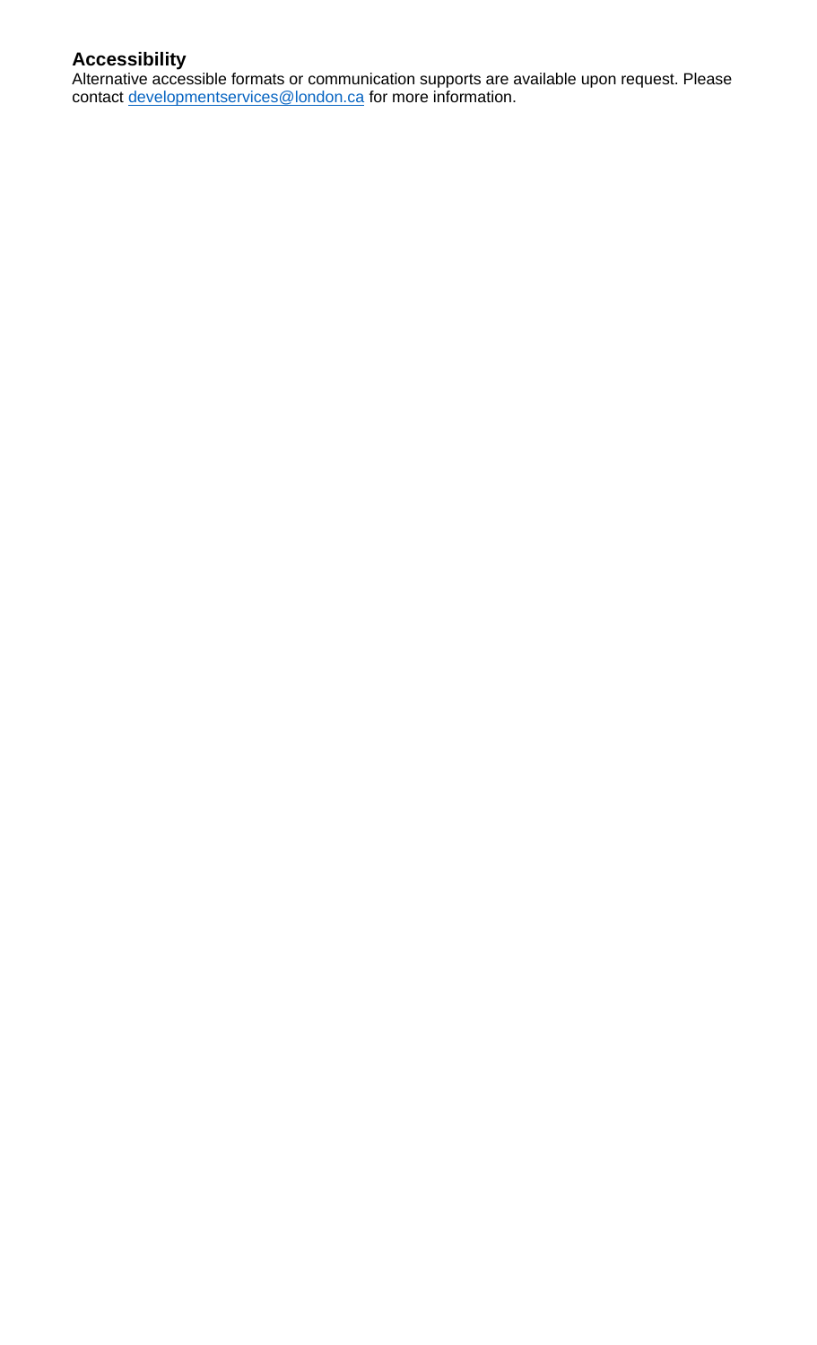**Accessibility**

Alternative accessible formats or communication supports are available upon request. Please contact [developmentservices@london.ca](mailto:developmentservices@london.ca) for more information.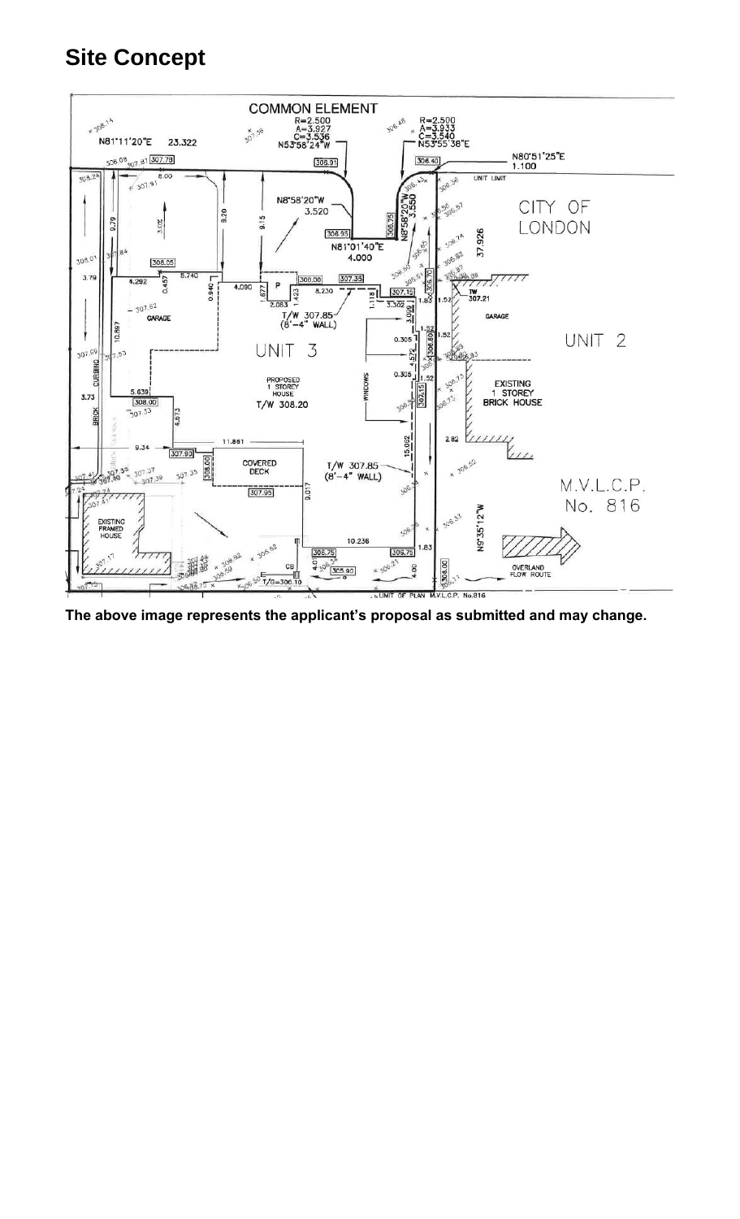# Site Concept

COMMON ELEMENT

R=2.500
A=3.927
C=3.536
N53°58'24"W

R=2.500
A=3.933
C=3.540
N53°55'38"E

N81°11'20"E 23.322

N80°51'25"E
1.100

UNIT LIMIT

N8°58'20"W
3.520

N8°58'20"W
3.550

N81°01'40"E
4.000

CITY OF LONDON

37.926

GARAGE

UNIT 3

PROPOSED 1 STOREY HOUSE
T/W 308.20

T/W 307.85
(8'-4" WALL)

WINDOWS

UNIT 2

GARAGE

EXISTING 1 STOREY BRICK HOUSE

TW 307.21

COVERED DECK

T/W 307.85
(8'-4" WALL)

M.V.L.C.P. No. 816

N9°35'12"W

EXISTING FRAMED HOUSE

OVERLAND FLOW ROUTE

CB
T/G=306.10

LIMIT OF PLAN M.V.L.C.P. No.816

CURBING

BRICK

**The above image represents the applicant's proposal as submitted and may change.**